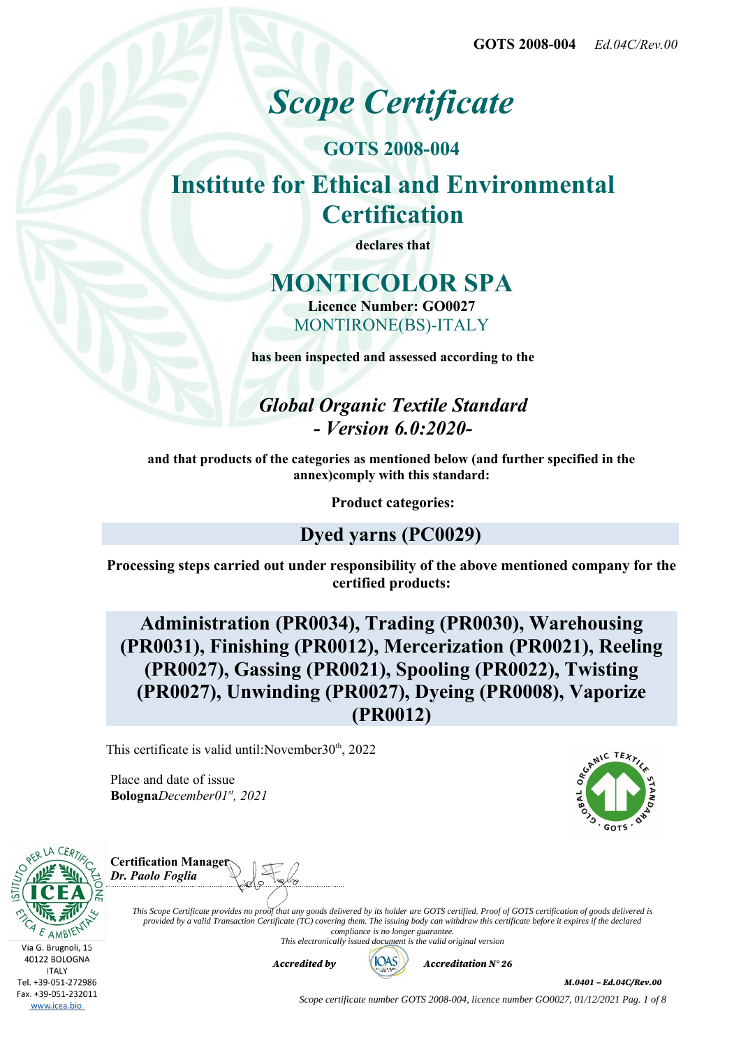GOTS 2008-004 *Ed.04C/Rev.00*

# *Scope Certificate*

## GOTS 2008-004

## Institute for Ethical and Environmental Certification

**declares that**

# MONTICOLOR SPA

**Licence Number: GO0027**

MONTIRONE(BS)-ITALY

**has been inspected and assessed according to the**

### *Global Organic Textile Standard - Version 6.0:2020-*

**and that products of the categories as mentioned below (and further specified in the annex)comply with this standard:**

**Product categories:**

## Dyed yarns (PC0029)

**Processing steps carried out under responsibility of the above mentioned company for the certified products:**

## Administration (PR0034), Trading (PR0030), Warehousing (PR0031), Finishing (PR0012), Mercerization (PR0021), Reeling (PR0027), Gassing (PR0021), Spooling (PR0022), Twisting (PR0027), Unwinding (PR0027), Dyeing (PR0008), Vaporize (PR0012)

This certificate is valid until:November30th, 2022

Place and date of issue
**Bologna***December01st, 2021*

**Certification Manager**
***Dr. Paolo Foglia***

*This Scope Certificate provides no proof that any goods delivered by its holder are GOTS certified. Proof of GOTS certification of goods delivered is provided by a valid Transaction Certificate (TC) covering them. The issuing body can withdraw this certificate before it expires if the declared compliance is no longer guarantee.*
*This electronically issued document is the valid original version*

***Accredited by*** IOAS ***Accreditation N° 26***

Via G. Brugnoli, 15
40122 BOLOGNA
ITALY
Tel. +39-051-272986
Fax. +39-051-232011
www.icea.bio

***M.0401 – Ed.04C/Rev.00***

*Scope certificate number GOTS 2008-004, licence number GO0027, 01/12/2021*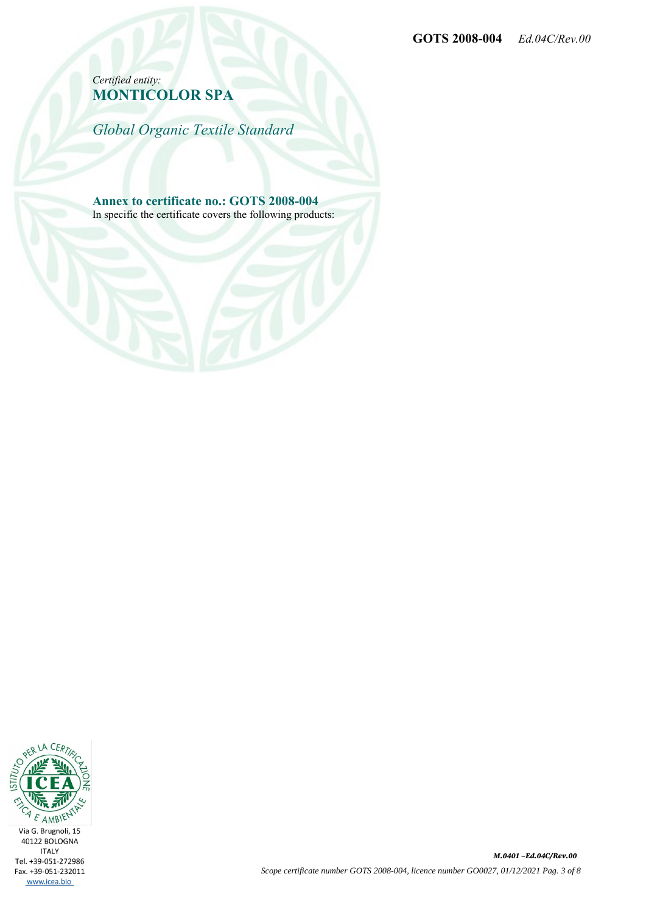*Certified entity:*
**MONTICOLOR SPA**

*Global Organic Textile Standard*

## Annex to certificate no.: GOTS 2008-004

In specific the certificate covers the following products: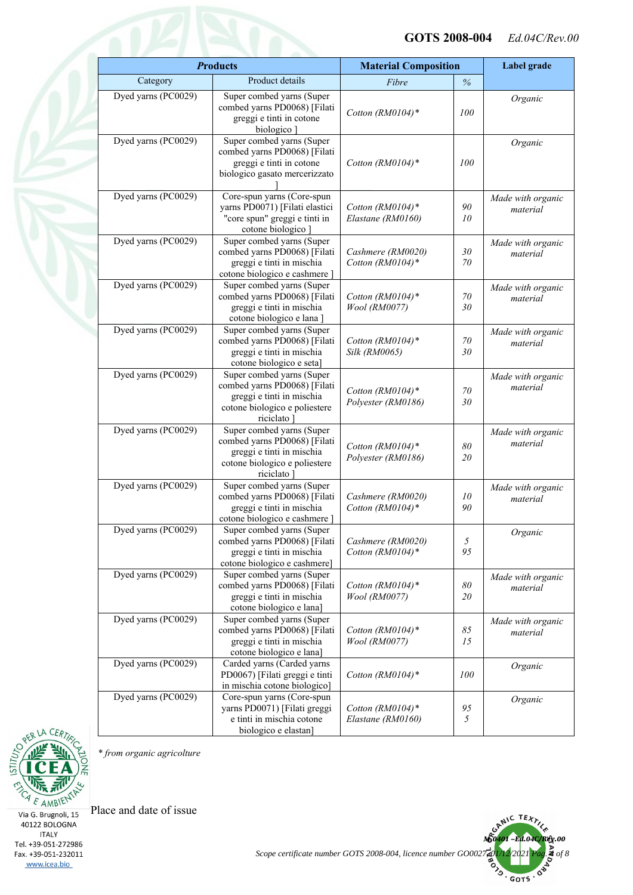| *Products* | | Material Composition | | Label grade |
|---|---|---|---|---|
| Category | Product details | *Fibre* | *%* | |
| Dyed yarns (PC0029) | Super combed yarns (Super combed yarns PD0068) [Filati greggi e tinti in cotone biologico ] | *Cotton (RM0104)** | *100* | *Organic* |
| Dyed yarns (PC0029) | Super combed yarns (Super combed yarns PD0068) [Filati greggi e tinti in cotone biologico gasato mercerizzato ] | *Cotton (RM0104)** | *100* | *Organic* |
| Dyed yarns (PC0029) | Core-spun yarns (Core-spun yarns PD0071) [Filati elastici "core spun" greggi e tinti in cotone biologico ] | *Cotton (RM0104)** <br> *Elastane (RM0160)* | *90* <br> *10* | *Made with organic material* |
| Dyed yarns (PC0029) | Super combed yarns (Super combed yarns PD0068) [Filati greggi e tinti in mischia cotone biologico e cashmere ] | *Cashmere (RM0020)* <br> *Cotton (RM0104)** | *30* <br> *70* | *Made with organic material* |
| Dyed yarns (PC0029) | Super combed yarns (Super combed yarns PD0068) [Filati greggi e tinti in mischia cotone biologico e lana ] | *Cotton (RM0104)** <br> *Wool (RM0077)* | *70* <br> *30* | *Made with organic material* |
| Dyed yarns (PC0029) | Super combed yarns (Super combed yarns PD0068) [Filati greggi e tinti in mischia cotone biologico e seta] | *Cotton (RM0104)** <br> *Silk (RM0065)* | *70* <br> *30* | *Made with organic material* |
| Dyed yarns (PC0029) | Super combed yarns (Super combed yarns PD0068) [Filati greggi e tinti in mischia cotone biologico e poliestere riciclato ] | *Cotton (RM0104)** <br> *Polyester (RM0186)* | *70* <br> *30* | *Made with organic material* |
| Dyed yarns (PC0029) | Super combed yarns (Super combed yarns PD0068) [Filati greggi e tinti in mischia cotone biologico e poliestere riciclato ] | *Cotton (RM0104)** <br> *Polyester (RM0186)* | *80* <br> *20* | *Made with organic material* |
| Dyed yarns (PC0029) | Super combed yarns (Super combed yarns PD0068) [Filati greggi e tinti in mischia cotone biologico e cashmere ] | *Cashmere (RM0020)* <br> *Cotton (RM0104)** | *10* <br> *90* | *Made with organic material* |
| Dyed yarns (PC0029) | Super combed yarns (Super combed yarns PD0068) [Filati greggi e tinti in mischia cotone biologico e cashmere] | *Cashmere (RM0020)* <br> *Cotton (RM0104)** | *5* <br> *95* | *Organic* |
| Dyed yarns (PC0029) | Super combed yarns (Super combed yarns PD0068) [Filati greggi e tinti in mischia cotone biologico e lana] | *Cotton (RM0104)** <br> *Wool (RM0077)* | *80* <br> *20* | *Made with organic material* |
| Dyed yarns (PC0029) | Super combed yarns (Super combed yarns PD0068) [Filati greggi e tinti in mischia cotone biologico e lana] | *Cotton (RM0104)** <br> *Wool (RM0077)* | *85* <br> *15* | *Made with organic material* |
| Dyed yarns (PC0029) | Carded yarns (Carded yarns PD0067) [Filati greggi e tinti in mischia cotone biologico] | *Cotton (RM0104)** | *100* | *Organic* |
| Dyed yarns (PC0029) | Core-spun yarns (Core-spun yarns PD0071) [Filati greggi e tinti in mischia cotone biologico e elastan] | *Cotton (RM0104)** <br> *Elastane (RM0160)* | *95* <br> *5* | *Organic* |

*\* from organic agricolture*

Place and date of issue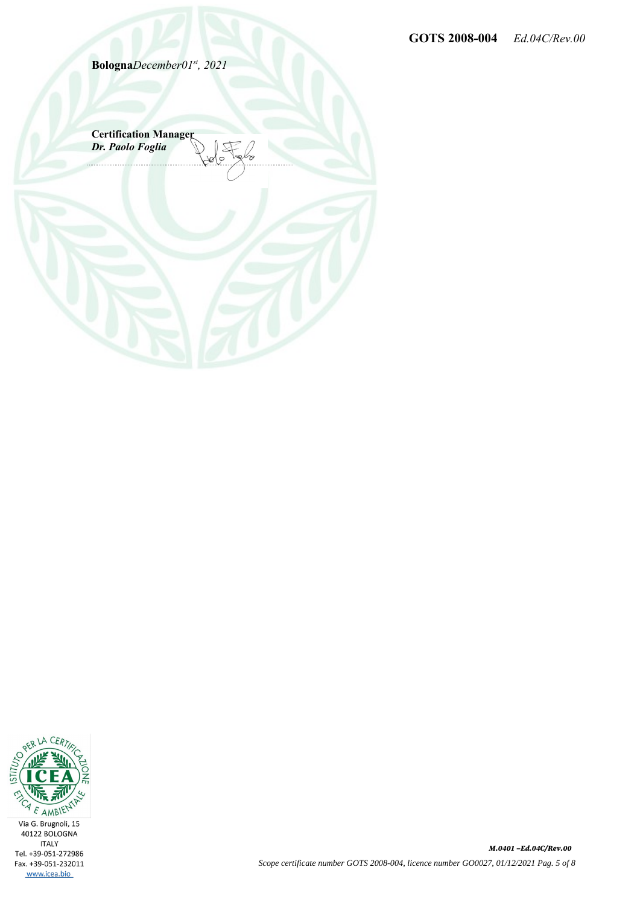**Bologna***December01st, 2021*

**Certification Manager**
***Dr. Paolo Foglia***

Via G. Brugnoli, 15
40122 BOLOGNA
ITALY
Tel. +39-051-272986
Fax. +39-051-232011
www.icea.bio

***M.0401 –Ed.04C/Rev.00***

*Scope certificate number GOTS 2008-004, licence number GO0027, 01/12/2021*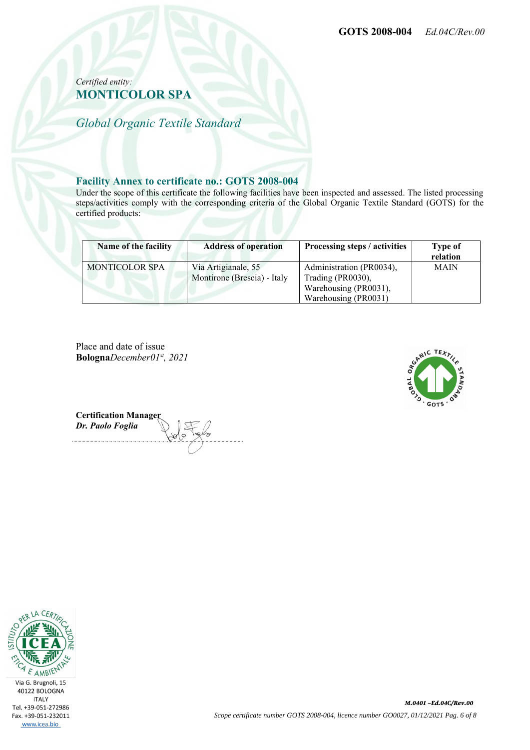*Certified entity:*
## MONTICOLOR SPA

*Global Organic Textile Standard*

### Facility Annex to certificate no.: GOTS 2008-004

Under the scope of this certificate the following facilities have been inspected and assessed. The listed processing steps/activities comply with the corresponding criteria of the Global Organic Textile Standard (GOTS) for the certified products:

| Name of the facility | Address of operation | Processing steps / activities | Type of relation |
|---|---|---|---|
| MONTICOLOR SPA | Via Artigianale, 55 Montirone (Brescia) - Italy | Administration (PR0034), Trading (PR0030), Warehousing (PR0031), Warehousing (PR0031) | MAIN |

Place and date of issue
**Bologna***December01st, 2021*

**Certification Manager**
***Dr. Paolo Foglia***

Via G. Brugnoli, 15
40122 BOLOGNA
ITALY
Tel. +39-051-272986
Fax. +39-051-232011
www.icea.bio

***M.0401 –Ed.04C/Rev.00***

*Scope certificate number GOTS 2008-004, licence number GO0027, 01/12/2021*